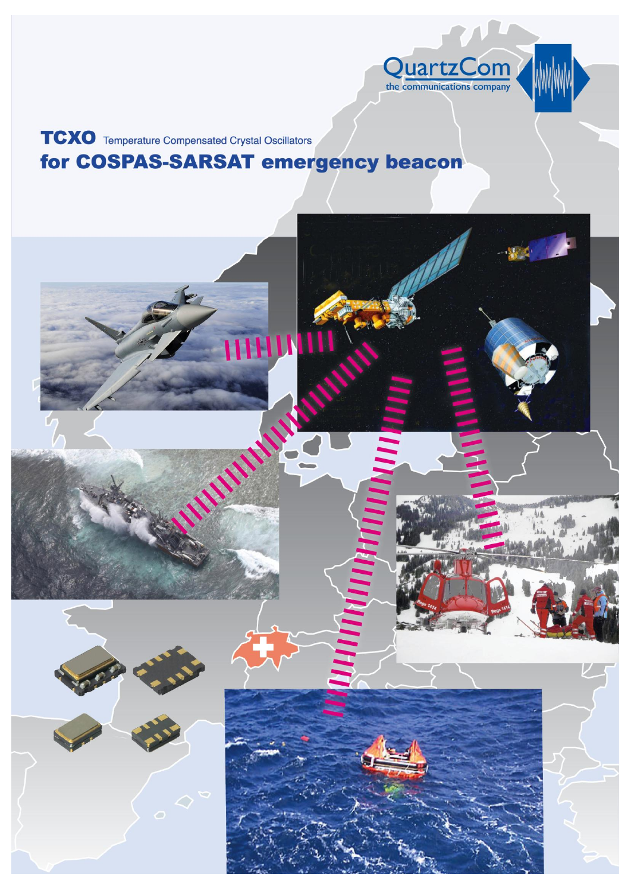QuartzCom
the communications company

# TCXO Temperature Compensated Crystal Oscillators
## for COSPAS-SARSAT emergency beacon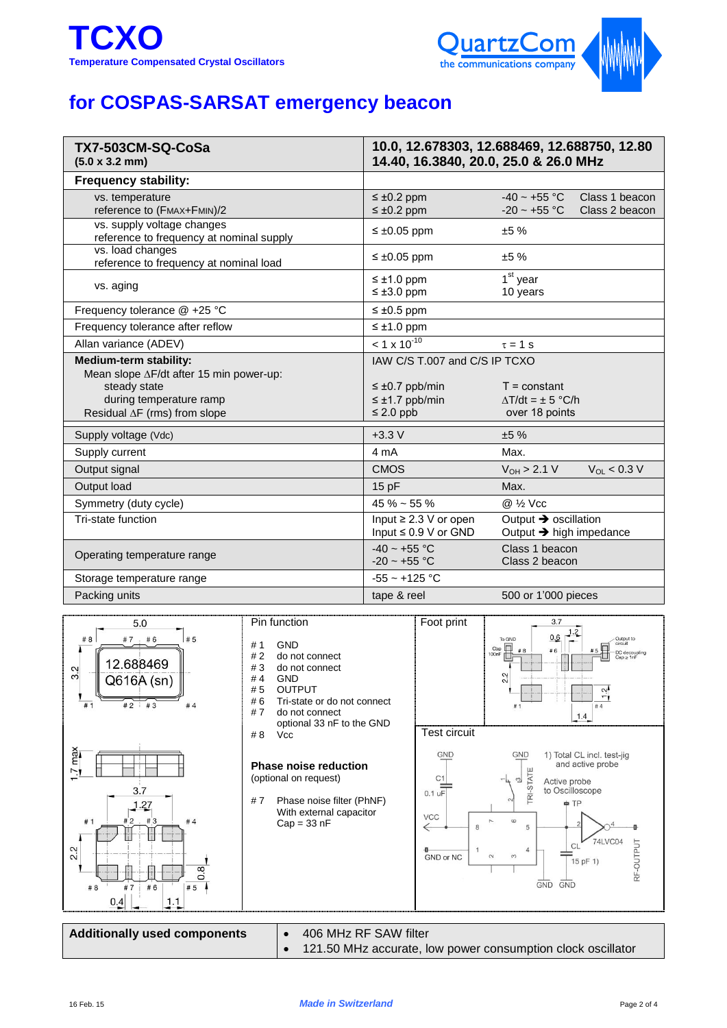# TCXO

**Temperature Compensated Crystal Oscillators**

## for COSPAS-SARSAT emergency beacon

| **TX7-503CM-SQ-CoSa** **(5.0 x 3.2 mm)** | **10.0, 12.678303, 12.688469, 12.688750, 12.80 14.40, 16.3840, 20.0, 25.0 & 26.0 MHz** | | |
|---|---|---|---|
| **Frequency stability:** | | | |
| vs. temperature reference to ($F_{MAX}$+$F_{MIN}$)/2 | ≤ ±0.2 ppm ≤ ±0.2 ppm | -40 ~ +55 °C -20 ~ +55 °C | Class 1 beacon Class 2 beacon |
| vs. supply voltage changes reference to frequency at nominal supply | ≤ ±0.05 ppm | ±5 % | |
| vs. load changes reference to frequency at nominal load | ≤ ±0.05 ppm | ±5 % | |
| vs. aging | ≤ ±1.0 ppm ≤ ±3.0 ppm | 1st year 10 years | |
| Frequency tolerance @ +25 °C | ≤ ±0.5 ppm | | |
| Frequency tolerance after reflow | ≤ ±1.0 ppm | | |
| Allan variance (ADEV) | $< 1 \times 10^{-10}$ | $\tau$ = 1 s | |
| **Medium-term stability:** Mean slope ΔF/dt after 15 min power-up: steady state / during temperature ramp / Residual ΔF (rms) from slope | IAW C/S T.007 and C/S IP TCXO ≤ ±0.7 ppb/min ≤ ±1.7 ppb/min ≤ 2.0 ppb | T = constant ΔT/dt = ± 5 °C/h over 18 points | |
| Supply voltage (Vdc) | +3.3 V | ±5 % | |
| Supply current | 4 mA | Max. | |
| Output signal | CMOS | $V_{OH}$ > 2.1 V | $V_{OL}$ < 0.3 V |
| Output load | 15 pF | Max. | |
| Symmetry (duty cycle) | 45 % ~ 55 % | @ ½ Vcc | |
| Tri-state function | Input ≥ 2.3 V or open Input ≤ 0.9 V or GND | Output ➔ oscillation Output ➔ high impedance | |
| Operating temperature range | -40 ~ +55 °C -20 ~ +55 °C | Class 1 beacon Class 2 beacon | |
| Storage temperature range | -55 ~ +125 °C | | |
| Packing units | tape & reel | 500 or 1'000 pieces | |

Dimensions: 5.0 x 3.2, 1.7 max; marking: 12.688469 Q616A (sn)

**Pin function**

| Pin | Function |
|---|---|
| # 1 | GND |
| # 2 | do not connect |
| # 3 | do not connect |
| # 4 | GND |
| # 5 | OUTPUT |
| # 6 | Tri-state or do not connect |
| # 7 | do not connect optional 33 nF to the GND |
| # 8 | Vcc |

**Phase noise reduction**
(optional on request)

# 7 Phase noise filter (PhNF) With external capacitor Cap = 33 nF

**Foot print**

**Test circuit**

1) Total CL incl. test-jig and active probe

Active probe to Oscilloscope

| **Additionally used components** | • 406 MHz RF SAW filter • 121.50 MHz accurate, low power consumption clock oscillator |
|---|---|

16 Feb. 15 — *Made in Switzerland*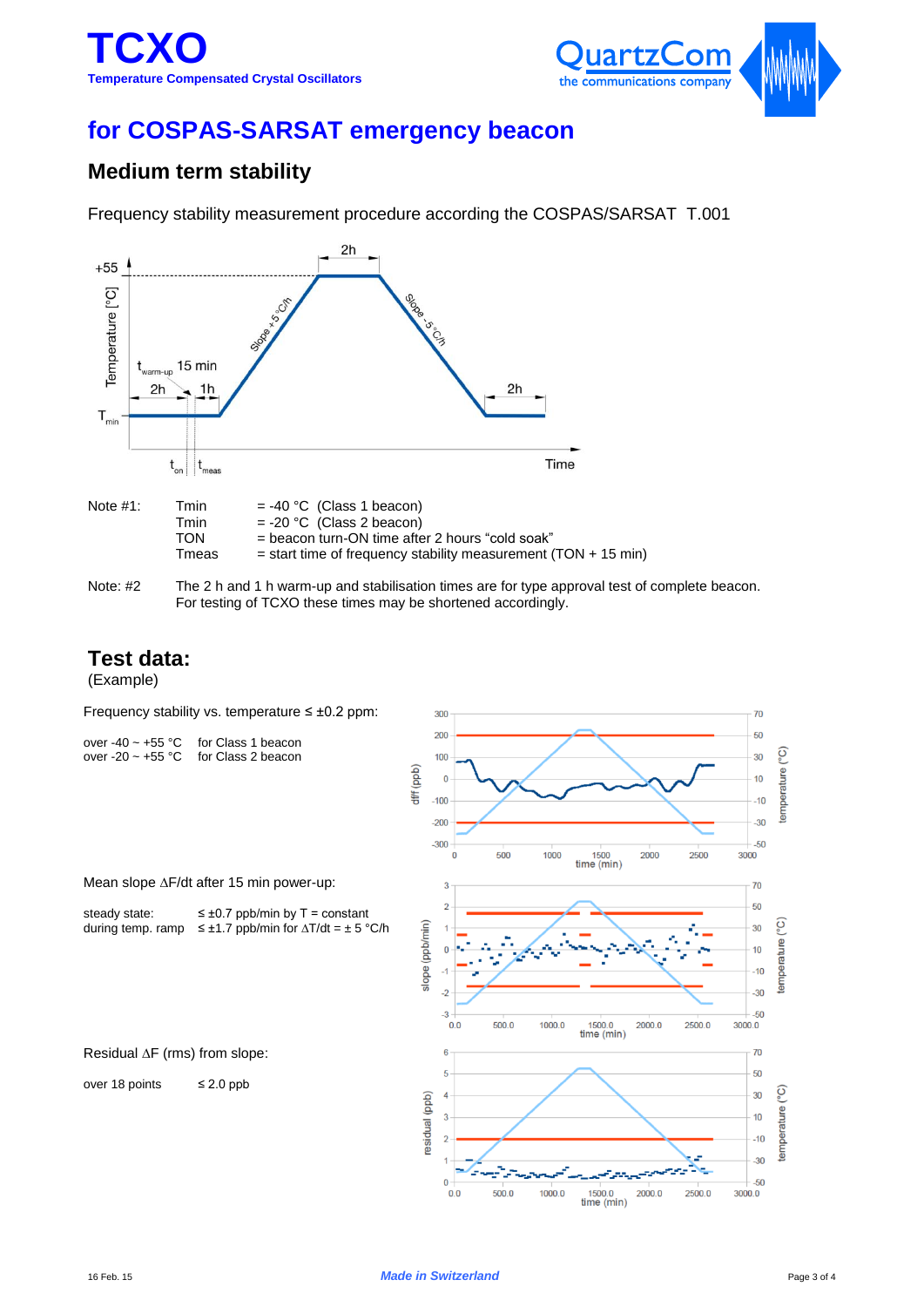# TCXO

**Temperature Compensated Crystal Oscillators**

## for COSPAS-SARSAT emergency beacon

### Medium term stability

Frequency stability measurement procedure according the COSPAS/SARSAT T.001

| Note #1: | Tmin | = -40 °C (Class 1 beacon) |
|---|---|---|
| | Tmin | = -20 °C (Class 2 beacon) |
| | TON | = beacon turn-ON time after 2 hours "cold soak" |
| | Tmeas | = start time of frequency stability measurement (TON + 15 min) |

Note: #2 The 2 h and 1 h warm-up and stabilisation times are for type approval test of complete beacon. For testing of TCXO these times may be shortened accordingly.

### Test data:

(Example)

Frequency stability vs. temperature ≤ ±0.2 ppm:

| | |
|---|---|
| over -40 ~ +55 °C | for Class 1 beacon |
| over -20 ~ +55 °C | for Class 2 beacon |

Mean slope ΔF/dt after 15 min power-up:

| | |
|---|---|
| steady state: | ≤ ±0.7 ppb/min by T = constant |
| during temp. ramp | ≤ ±1.7 ppb/min for ΔT/dt = ± 5 °C/h |

Residual ΔF (rms) from slope:

| | |
|---|---|
| over 18 points | ≤ 2.0 ppb |

16 Feb. 15 *Made in Switzerland*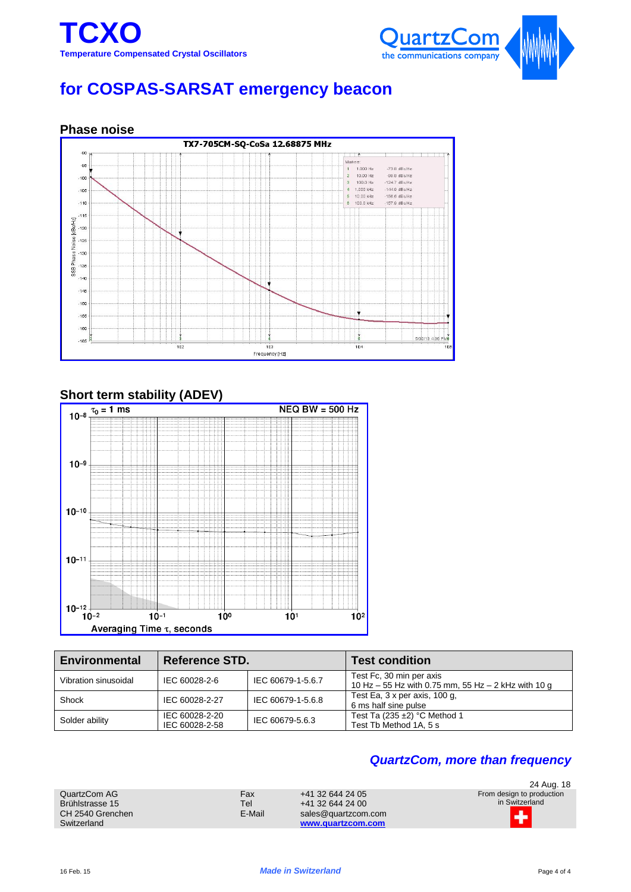# TCXO

**Temperature Compensated Crystal Oscillators**

QuartzCom
the communications company

## for COSPAS-SARSAT emergency beacon

### Phase noise

TX7-705CM-SQ-CoSa 12.68875 MHz

Marker:
1 1.000 Hz -73.8 dBc/Hz
2 10.00 Hz -99.8 dBc/Hz
3 100.0 Hz -124.7 dBc/Hz
4 1.000 kHz -144.9 dBc/Hz
5 10.00 kHz -156.6 dBc/Hz
6 100.0 kHz -157.9 dBc/Hz

SSB Phase Noise [dBc/Hz]

-90
-95
-100
-105
-110
-115
-120
-125
-130
-135
-140
-145
-150
-155
-160
-165

1E2
1E3
1E4
1E5

Frequency [Hz]

5/30/13 4:36 PM

### Short term stability (ADEV)

$\tau_0$ = 1 ms

NEQ BW = 500 Hz

$10^{-8}$
$10^{-9}$
$10^{-10}$
$10^{-11}$
$10^{-12}$

$10^{-2}$
$10^{-1}$
$10^{0}$
$10^{1}$
$10^{2}$

Averaging Time $\tau$, seconds

| Environmental | Reference STD. | | Test condition |
|---|---|---|---|
| Vibration sinusoidal | IEC 60028-2-6 | IEC 60679-1-5.6.7 | Test Fc, 30 min per axis<br>10 Hz – 55 Hz with 0.75 mm, 55 Hz – 2 kHz with 10 g |
| Shock | IEC 60028-2-27 | IEC 60679-1-5.6.8 | Test Ea, 3 x per axis, 100 g,<br>6 ms half sine pulse |
| Solder ability | IEC 60028-2-20<br>IEC 60028-2-58 | IEC 60679-5.6.3 | Test Ta (235 ±2) °C Method 1<br>Test Tb Method 1A, 5 s |

***QuartzCom, more than frequency***

QuartzCom AG
Brühlstrasse 15
CH 2540 Grenchen
Switzerland

Fax +41 32 644 24 05
Tel +41 32 644 24 00
E-Mail sales@quartzcom.com
**www.quartzcom.com**

24 Aug. 18
From design to production
in Switzerland

16 Feb. 15

***Made in Switzerland***